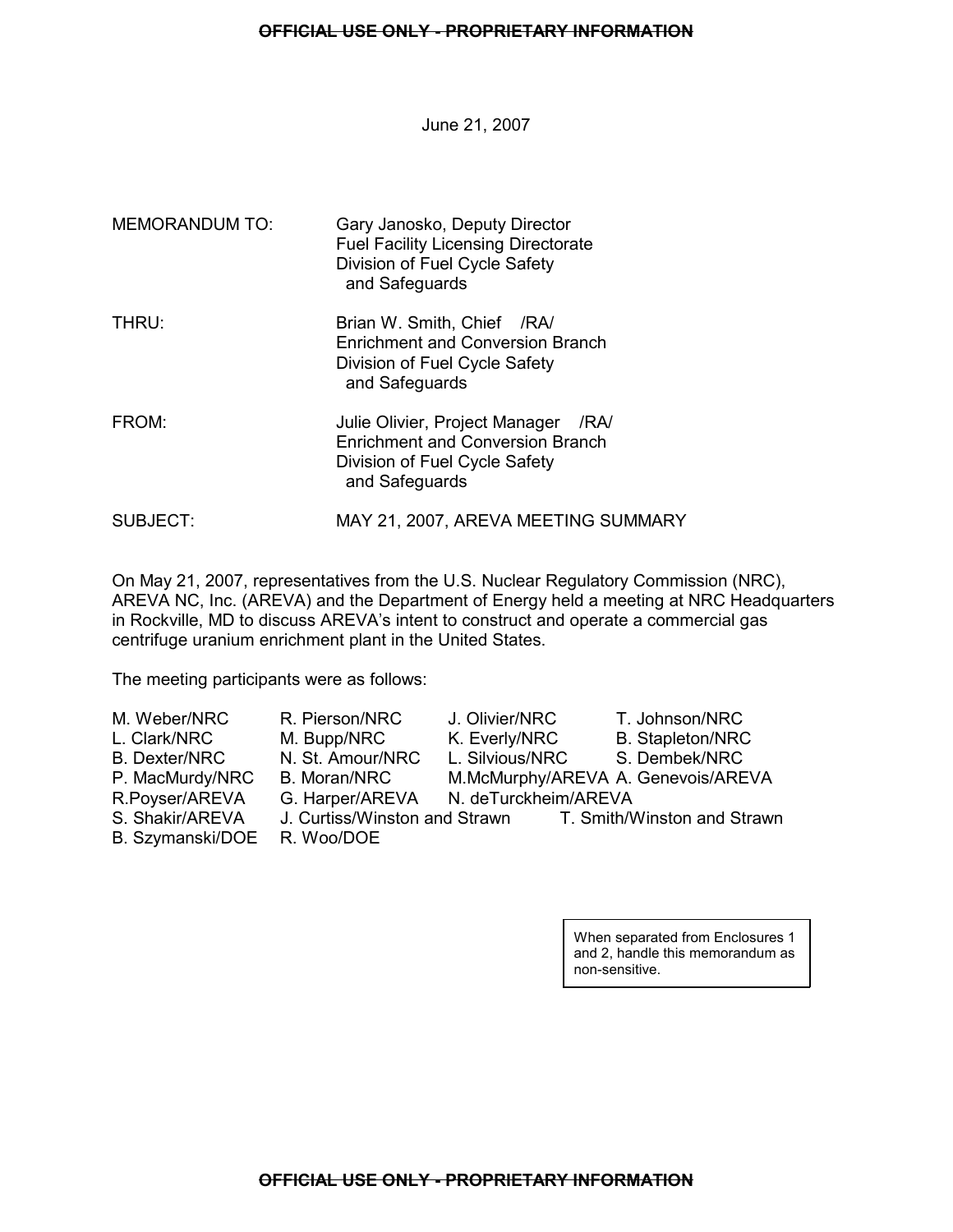~~OFFICIAL USE ONLY - PROPRIETARY INFORMATION~~

June 21, 2007

MEMORANDUM TO: Gary Janosko, Deputy Director
Fuel Facility Licensing Directorate
Division of Fuel Cycle Safety
and Safeguards

THRU: Brian W. Smith, Chief /RA/
Enrichment and Conversion Branch
Division of Fuel Cycle Safety
and Safeguards

FROM: Julie Olivier, Project Manager /RA/
Enrichment and Conversion Branch
Division of Fuel Cycle Safety
and Safeguards

SUBJECT: MAY 21, 2007, AREVA MEETING SUMMARY

On May 21, 2007, representatives from the U.S. Nuclear Regulatory Commission (NRC), AREVA NC, Inc. (AREVA) and the Department of Energy held a meeting at NRC Headquarters in Rockville, MD to discuss AREVA's intent to construct and operate a commercial gas centrifuge uranium enrichment plant in the United States.

The meeting participants were as follows:

M. Weber/NRC, R. Pierson/NRC, J. Olivier/NRC, T. Johnson/NRC, L. Clark/NRC, M. Bupp/NRC, K. Everly/NRC, B. Stapleton/NRC, B. Dexter/NRC, N. St. Amour/NRC, L. Silvious/NRC, S. Dembek/NRC, P. MacMurdy/NRC, B. Moran/NRC, M.McMurphy/AREVA, A. Genevois/AREVA, R.Poyser/AREVA, G. Harper/AREVA, N. deTurckheim/AREVA, S. Shakir/AREVA, J. Curtiss/Winston and Strawn, T. Smith/Winston and Strawn, B. Szymanski/DOE, R. Woo/DOE

When separated from Enclosures 1 and 2, handle this memorandum as non-sensitive.

~~OFFICIAL USE ONLY - PROPRIETARY INFORMATION~~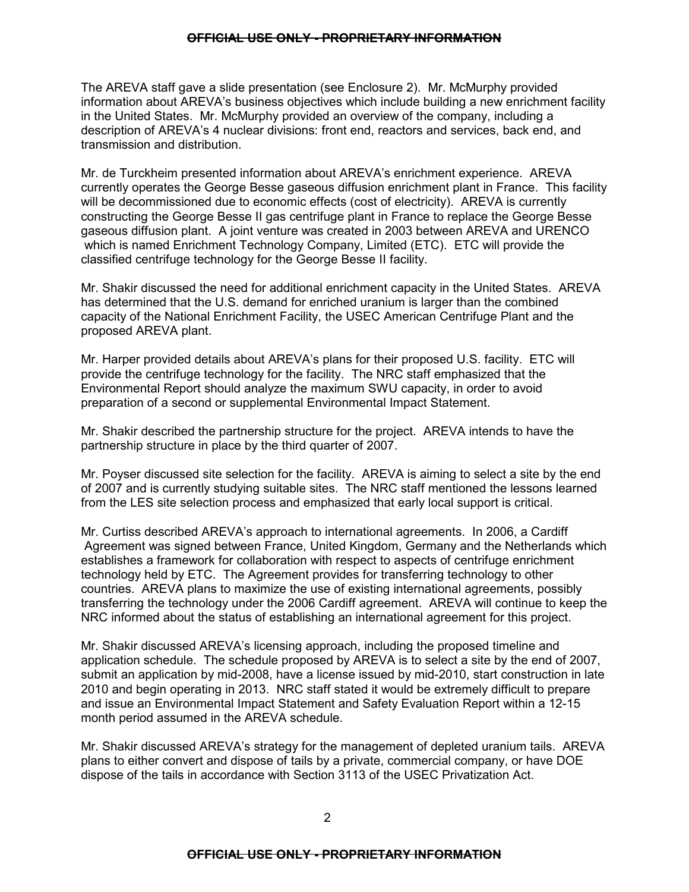The AREVA staff gave a slide presentation (see Enclosure 2). Mr. McMurphy provided information about AREVA's business objectives which include building a new enrichment facility in the United States. Mr. McMurphy provided an overview of the company, including a description of AREVA's 4 nuclear divisions: front end, reactors and services, back end, and transmission and distribution.

Mr. de Turckheim presented information about AREVA's enrichment experience. AREVA currently operates the George Besse gaseous diffusion enrichment plant in France. This facility will be decommissioned due to economic effects (cost of electricity). AREVA is currently constructing the George Besse II gas centrifuge plant in France to replace the George Besse gaseous diffusion plant. A joint venture was created in 2003 between AREVA and URENCO which is named Enrichment Technology Company, Limited (ETC). ETC will provide the classified centrifuge technology for the George Besse II facility.

Mr. Shakir discussed the need for additional enrichment capacity in the United States. AREVA has determined that the U.S. demand for enriched uranium is larger than the combined capacity of the National Enrichment Facility, the USEC American Centrifuge Plant and the proposed AREVA plant.

Mr. Harper provided details about AREVA's plans for their proposed U.S. facility. ETC will provide the centrifuge technology for the facility. The NRC staff emphasized that the Environmental Report should analyze the maximum SWU capacity, in order to avoid preparation of a second or supplemental Environmental Impact Statement.

Mr. Shakir described the partnership structure for the project. AREVA intends to have the partnership structure in place by the third quarter of 2007.

Mr. Poyser discussed site selection for the facility. AREVA is aiming to select a site by the end of 2007 and is currently studying suitable sites. The NRC staff mentioned the lessons learned from the LES site selection process and emphasized that early local support is critical.

Mr. Curtiss described AREVA's approach to international agreements. In 2006, a Cardiff Agreement was signed between France, United Kingdom, Germany and the Netherlands which establishes a framework for collaboration with respect to aspects of centrifuge enrichment technology held by ETC. The Agreement provides for transferring technology to other countries. AREVA plans to maximize the use of existing international agreements, possibly transferring the technology under the 2006 Cardiff agreement. AREVA will continue to keep the NRC informed about the status of establishing an international agreement for this project.

Mr. Shakir discussed AREVA's licensing approach, including the proposed timeline and application schedule. The schedule proposed by AREVA is to select a site by the end of 2007, submit an application by mid-2008, have a license issued by mid-2010, start construction in late 2010 and begin operating in 2013. NRC staff stated it would be extremely difficult to prepare and issue an Environmental Impact Statement and Safety Evaluation Report within a 12-15 month period assumed in the AREVA schedule.

Mr. Shakir discussed AREVA's strategy for the management of depleted uranium tails. AREVA plans to either convert and dispose of tails by a private, commercial company, or have DOE dispose of the tails in accordance with Section 3113 of the USEC Privatization Act.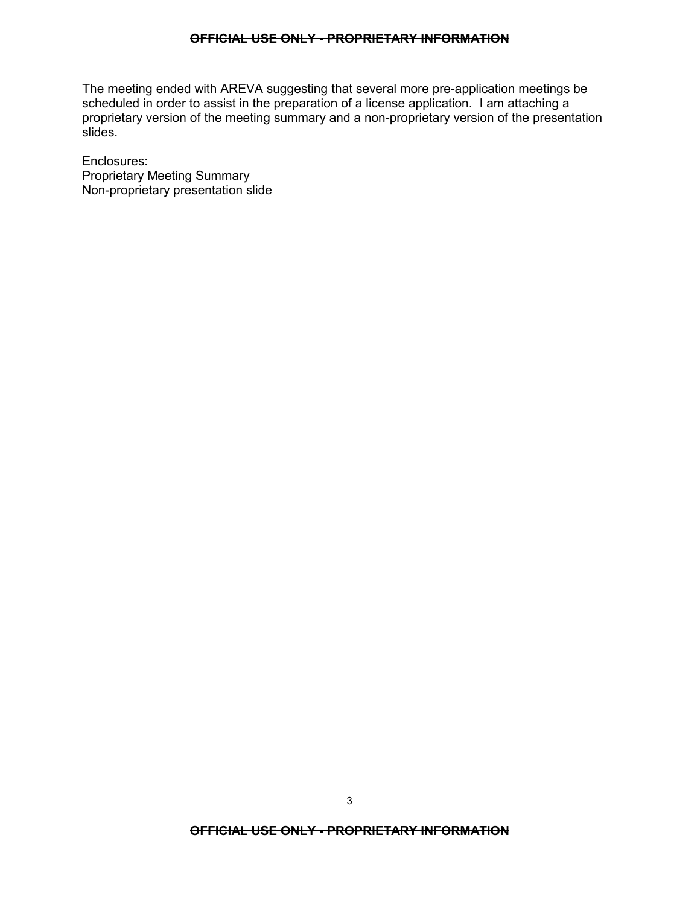The meeting ended with AREVA suggesting that several more pre-application meetings be scheduled in order to assist in the preparation of a license application. I am attaching a proprietary version of the meeting summary and a non-proprietary version of the presentation slides.

Enclosures:
Proprietary Meeting Summary
Non-proprietary presentation slide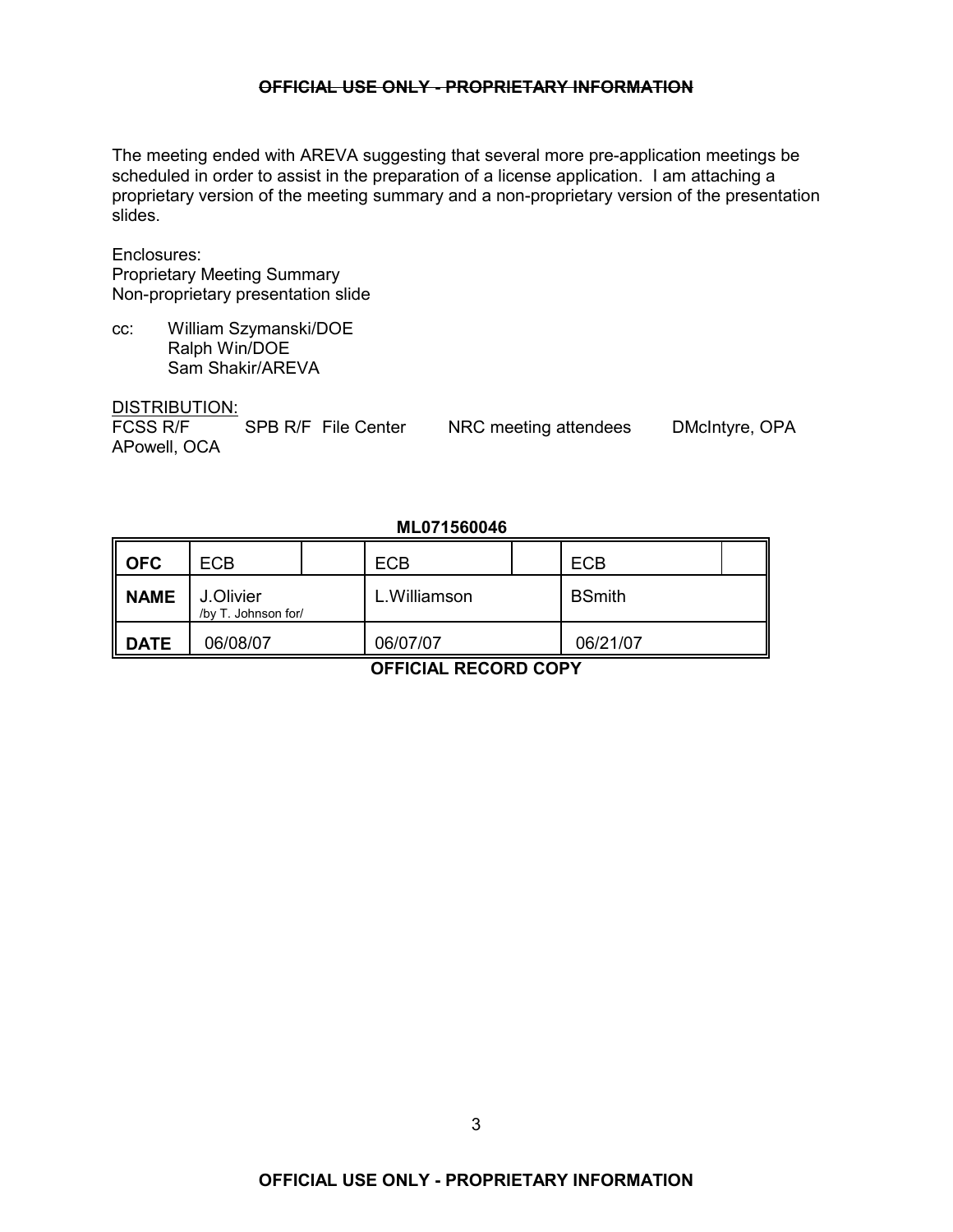~~OFFICIAL USE ONLY - PROPRIETARY INFORMATION~~

The meeting ended with AREVA suggesting that several more pre-application meetings be scheduled in order to assist in the preparation of a license application. I am attaching a proprietary version of the meeting summary and a non-proprietary version of the presentation slides.

Enclosures:
Proprietary Meeting Summary
Non-proprietary presentation slide

cc: William Szymanski/DOE
Ralph Win/DOE
Sam Shakir/AREVA

DISTRIBUTION:
FCSS R/F SPB R/F File Center NRC meeting attendees DMcIntyre, OPA
APowell, OCA

**ML071560046**

| OFC | ECB | ECB | ECB |
|---|---|---|---|
| NAME | J.Olivier /by T. Johnson for/ | L.Williamson | BSmith |
| DATE | 06/08/07 | 06/07/07 | 06/21/07 |

**OFFICIAL RECORD COPY**

**OFFICIAL USE ONLY - PROPRIETARY INFORMATION**